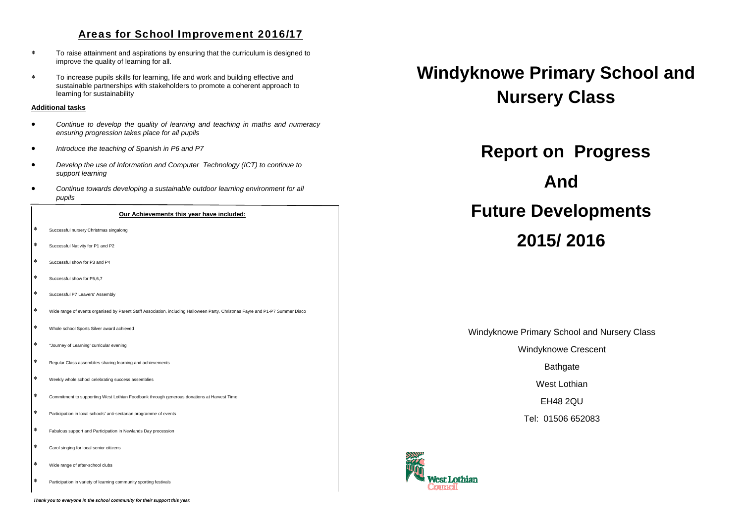## Areas for School Improvement 2016/17

* To raise attainment and aspirations by ensuring that the curriculum is designed to improve the quality of learning for all.
* To increase pupils skills for learning, life and work and building effective and sustainable partnerships with stakeholders to promote a coherent approach to learning for sustainability

**Additional tasks**

- *Continue to develop the quality of learning and teaching in maths and numeracy ensuring progression takes place for all pupils*
- *Introduce the teaching of Spanish in P6 and P7*
- *Develop the use of Information and Computer Technology (ICT) to continue to support learning*
- *Continue towards developing a sustainable outdoor learning environment for all pupils*

**Our Achievements this year have included:**

* Successful nursery Christmas singalong
* Successful Nativity for P1 and P2
* Successful show for P3 and P4
* Successful show for P5,6,7
* Successful P7 Leavers' Assembly
* Wide range of events organised by Parent Staff Association, including Halloween Party, Christmas Fayre and P1-P7 Summer Disco
* Whole school Sports Silver award achieved
* 'Journey of Learning' curricular evening
* Regular Class assemblies sharing learning and achievements
* Weekly whole school celebrating success assemblies
* Commitment to supporting West Lothian Foodbank through generous donations at Harvest Time
* Participation in local schools' anti-sectarian programme of events
* Fabulous support and Participation in Newlands Day procession
* Carol singing for local senior citizens
* Wide range of after-school clubs
* Participation in variety of learning community sporting festivals

***Thank you to everyone in the school community for their support this year.***

# Windyknowe Primary School and Nursery Class

# Report on Progress And Future Developments 2015/ 2016

Windyknowe Primary School and Nursery Class

Windyknowe Crescent

Bathgate

West Lothian

EH48 2QU

Tel: 01506 652083

West Lothian Council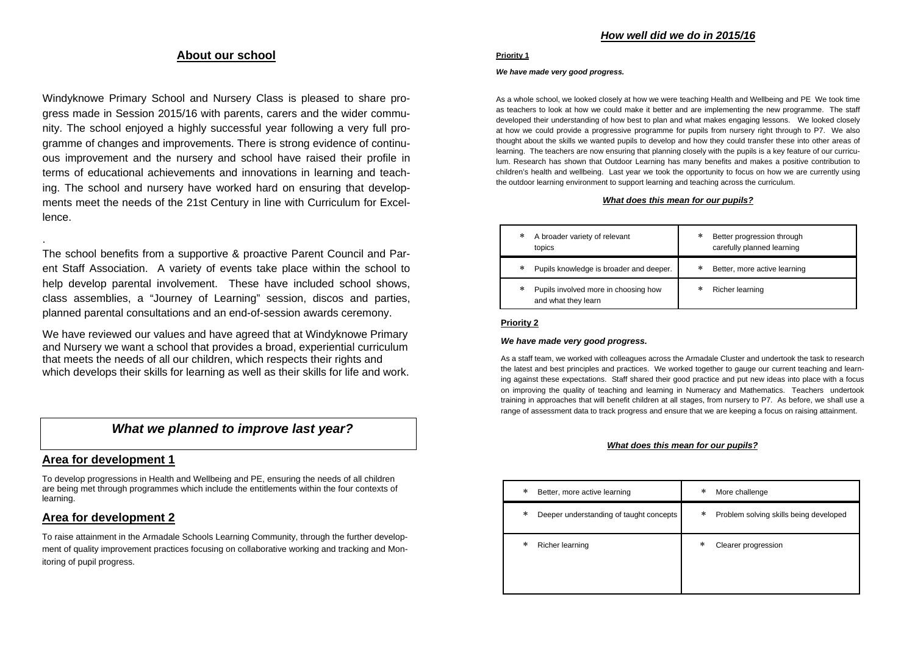## About our school

Windyknowe Primary School and Nursery Class is pleased to share progress made in Session 2015/16 with parents, carers and the wider community. The school enjoyed a highly successful year following a very full programme of changes and improvements. There is strong evidence of continuous improvement and the nursery and school have raised their profile in terms of educational achievements and innovations in learning and teaching. The school and nursery have worked hard on ensuring that developments meet the needs of the 21st Century in line with Curriculum for Excellence.

.

The school benefits from a supportive & proactive Parent Council and Parent Staff Association. A variety of events take place within the school to help develop parental involvement. These have included school shows, class assemblies, a "Journey of Learning" session, discos and parties, planned parental consultations and an end-of-session awards ceremony.

We have reviewed our values and have agreed that at Windyknowe Primary and Nursery we want a school that provides a broad, experiential curriculum that meets the needs of all our children, which respects their rights and which develops their skills for learning as well as their skills for life and work.

## *What we planned to improve last year?*

### Area for development 1

To develop progressions in Health and Wellbeing and PE, ensuring the needs of all children are being met through programmes which include the entitlements within the four contexts of learning.

### Area for development 2

To raise attainment in the Armadale Schools Learning Community, through the further development of quality improvement practices focusing on collaborative working and tracking and Monitoring of pupil progress.

## *How well did we do in 2015/16*

**Priority 1**

***We have made very good progress.***

As a whole school, we looked closely at how we were teaching Health and Wellbeing and PE We took time as teachers to look at how we could make it better and are implementing the new programme. The staff developed their understanding of how best to plan and what makes engaging lessons. We looked closely at how we could provide a progressive programme for pupils from nursery right through to P7. We also thought about the skills we wanted pupils to develop and how they could transfer these into other areas of learning. The teachers are now ensuring that planning closely with the pupils is a key feature of our curriculum. Research has shown that Outdoor Learning has many benefits and makes a positive contribution to children's health and wellbeing. Last year we took the opportunity to focus on how we are currently using the outdoor learning environment to support learning and teaching across the curriculum.

***What does this mean for our pupils?***

| | |
|---|---|
| * A broader variety of relevant topics | * Better progression through carefully planned learning |
| * Pupils knowledge is broader and deeper. | * Better, more active learning |
| * Pupils involved more in choosing how and what they learn | * Richer learning |

**Priority 2**

***We have made very good progress.***

As a staff team, we worked with colleagues across the Armadale Cluster and undertook the task to research the latest and best principles and practices. We worked together to gauge our current teaching and learning against these expectations. Staff shared their good practice and put new ideas into place with a focus on improving the quality of teaching and learning in Numeracy and Mathematics. Teachers undertook training in approaches that will benefit children at all stages, from nursery to P7. As before, we shall use a range of assessment data to track progress and ensure that we are keeping a focus on raising attainment.

***What does this mean for our pupils?***

| | |
|---|---|
| * Better, more active learning | * More challenge |
| * Deeper understanding of taught concepts | * Problem solving skills being developed |
| * Richer learning | * Clearer progression |